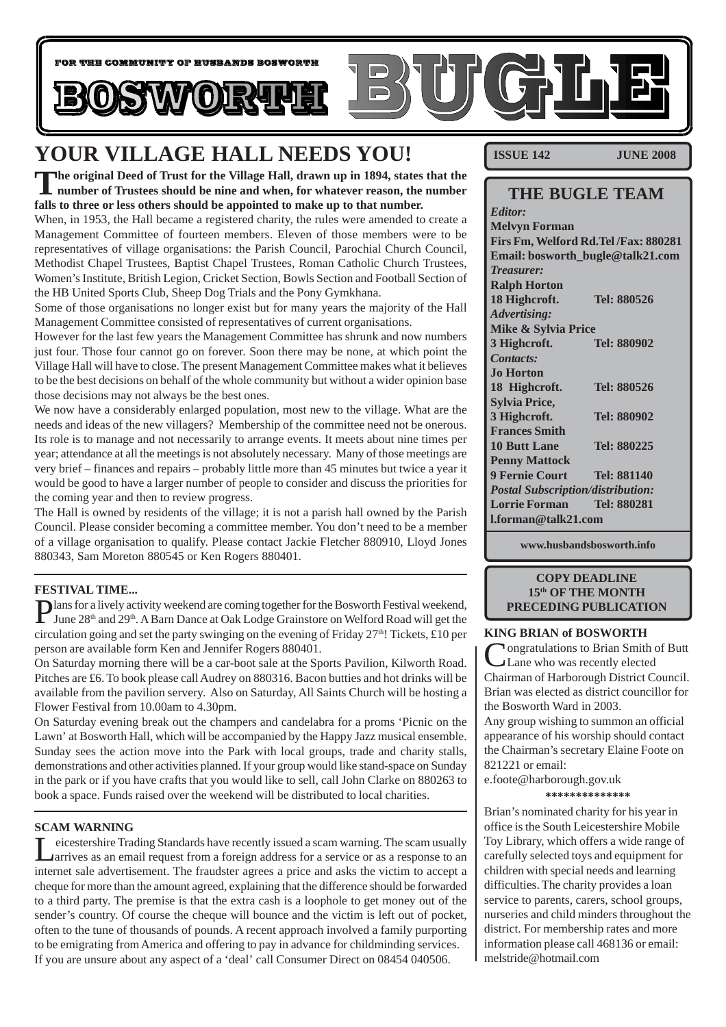FOR THE COMMUNITY OF HUSBANDS BOSWORTH

# BOSWORTH BUGLE

## YOUR VILLAGE HALL NEEDS YOU!

**The original Deed of Trust for the Village Hall, drawn up in 1894, states that the number of Trustees should be nine and when, for whatever reason, the number falls to three or less others should be appointed to make up to that number.**

When, in 1953, the Hall became a registered charity, the rules were amended to create a Management Committee of fourteen members. Eleven of those members were to be representatives of village organisations: the Parish Council, Parochial Church Council, Methodist Chapel Trustees, Baptist Chapel Trustees, Roman Catholic Church Trustees, Women's Institute, British Legion, Cricket Section, Bowls Section and Football Section of the HB United Sports Club, Sheep Dog Trials and the Pony Gymkhana.

Some of those organisations no longer exist but for many years the majority of the Hall Management Committee consisted of representatives of current organisations.

However for the last few years the Management Committee has shrunk and now numbers just four. Those four cannot go on forever. Soon there may be none, at which point the Village Hall will have to close. The present Management Committee makes what it believes to be the best decisions on behalf of the whole community but without a wider opinion base those decisions may not always be the best ones.

We now have a considerably enlarged population, most new to the village. What are the needs and ideas of the new villagers? Membership of the committee need not be onerous. Its role is to manage and not necessarily to arrange events. It meets about nine times per year; attendance at all the meetings is not absolutely necessary. Many of those meetings are very brief – finances and repairs – probably little more than 45 minutes but twice a year it would be good to have a larger number of people to consider and discuss the priorities for the coming year and then to review progress.

The Hall is owned by residents of the village; it is not a parish hall owned by the Parish Council. Please consider becoming a committee member. You don't need to be a member of a village organisation to qualify. Please contact Jackie Fletcher 880910, Lloyd Jones 880343, Sam Moreton 880545 or Ken Rogers 880401.

### FESTIVAL TIME...

Plans for a lively activity weekend are coming together for the Bosworth Festival weekend, June 28th and 29th. A Barn Dance at Oak Lodge Grainstore on Welford Road will get the circulation going and set the party swinging on the evening of Friday 27th! Tickets, £10 per person are available form Ken and Jennifer Rogers 880401.

On Saturday morning there will be a car-boot sale at the Sports Pavilion, Kilworth Road. Pitches are £6. To book please call Audrey on 880316. Bacon butties and hot drinks will be available from the pavilion servery. Also on Saturday, All Saints Church will be hosting a Flower Festival from 10.00am to 4.30pm.

On Saturday evening break out the champers and candelabra for a proms 'Picnic on the Lawn' at Bosworth Hall, which will be accompanied by the Happy Jazz musical ensemble. Sunday sees the action move into the Park with local groups, trade and charity stalls, demonstrations and other activities planned. If your group would like stand-space on Sunday in the park or if you have crafts that you would like to sell, call John Clarke on 880263 to book a space. Funds raised over the weekend will be distributed to local charities.

### SCAM WARNING

Leicestershire Trading Standards have recently issued a scam warning. The scam usually arrives as an email request from a foreign address for a service or as a response to an internet sale advertisement. The fraudster agrees a price and asks the victim to accept a cheque for more than the amount agreed, explaining that the difference should be forwarded to a third party. The premise is that the extra cash is a loophole to get money out of the sender's country. Of course the cheque will bounce and the victim is left out of pocket, often to the tune of thousands of pounds. A recent approach involved a family purporting to be emigrating from America and offering to pay in advance for childminding services. If you are unsure about any aspect of a 'deal' call Consumer Direct on 08454 040506.

**ISSUE 142 JUNE 2008**

## THE BUGLE TEAM

*Editor:*
**Melvyn Forman**
**Firs Fm, Welford Rd.Tel /Fax: 880281**
**Email: bosworth_bugle@talk21.com**

*Treasurer:*
**Ralph Horton**
**18 Highcroft. Tel: 880526**

*Advertising:*
**Mike & Sylvia Price**
**3 Highcroft. Tel: 880902**

*Contacts:*
**Jo Horton**
**18 Highcroft. Tel: 880526**
**Sylvia Price,**
**3 Highcroft. Tel: 880902**
**Frances Smith**
**10 Butt Lane Tel: 880225**
**Penny Mattock**
**9 Fernie Court Tel: 881140**

*Postal Subscription/distribution:*
**Lorrie Forman Tel: 880281**
**l.forman@talk21.com**

**www.husbandsbosworth.info**

**COPY DEADLINE**
**15th OF THE MONTH**
**PRECEDING PUBLICATION**

### KING BRIAN of BOSWORTH

Congratulations to Brian Smith of Butt Lane who was recently elected Chairman of Harborough District Council. Brian was elected as district councillor for the Bosworth Ward in 2003.

Any group wishing to summon an official appearance of his worship should contact the Chairman's secretary Elaine Foote on 821221 or email:
e.foote@harborough.gov.uk

**************

Brian's nominated charity for his year in office is the South Leicestershire Mobile Toy Library, which offers a wide range of carefully selected toys and equipment for children with special needs and learning difficulties. The charity provides a loan service to parents, carers, school groups, nurseries and child minders throughout the district. For membership rates and more information please call 468136 or email: melstride@hotmail.com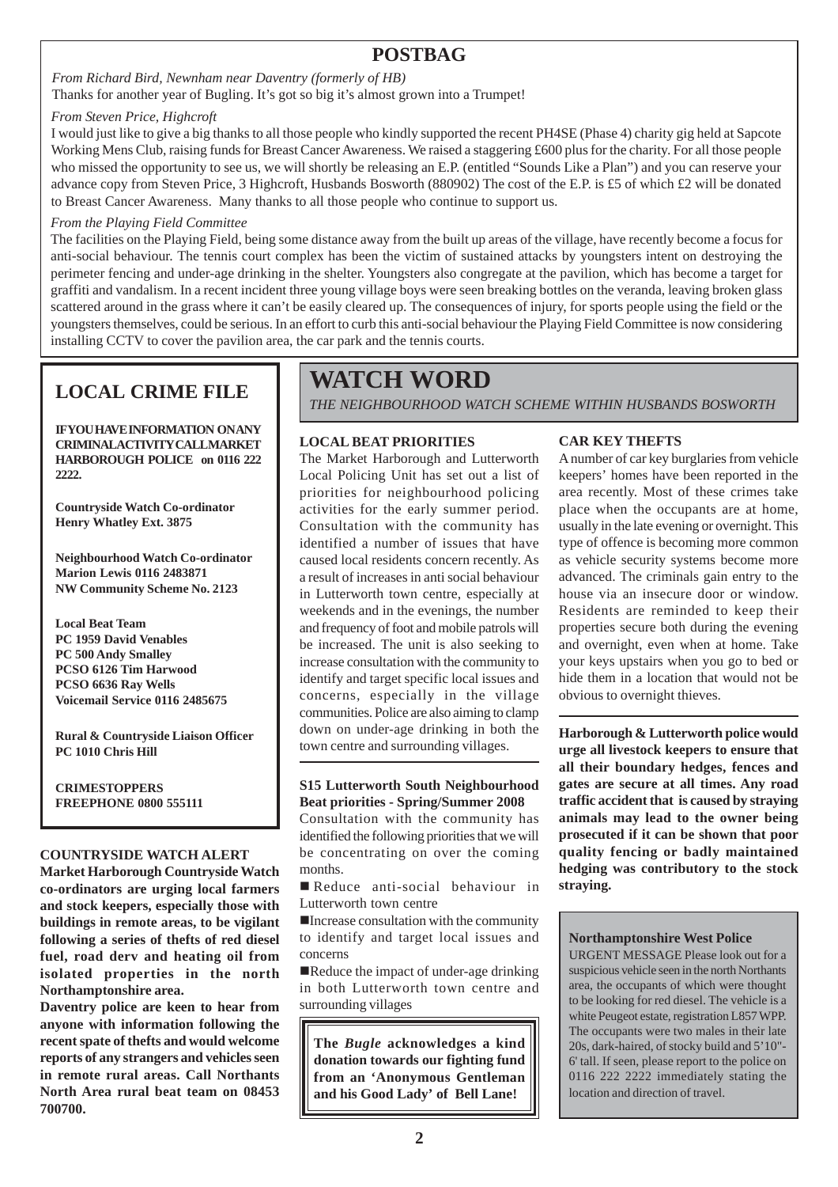## POSTBAG

*From Richard Bird, Newnham near Daventry (formerly of HB)*

Thanks for another year of Bugling. It's got so big it's almost grown into a Trumpet!

*From Steven Price, Highcroft*

I would just like to give a big thanks to all those people who kindly supported the recent PH4SE (Phase 4) charity gig held at Sapcote Working Mens Club, raising funds for Breast Cancer Awareness. We raised a staggering £600 plus for the charity. For all those people who missed the opportunity to see us, we will shortly be releasing an E.P. (entitled "Sounds Like a Plan") and you can reserve your advance copy from Steven Price, 3 Highcroft, Husbands Bosworth (880902) The cost of the E.P. is £5 of which £2 will be donated to Breast Cancer Awareness. Many thanks to all those people who continue to support us.

*From the Playing Field Committee*

The facilities on the Playing Field, being some distance away from the built up areas of the village, have recently become a focus for anti-social behaviour. The tennis court complex has been the victim of sustained attacks by youngsters intent on destroying the perimeter fencing and under-age drinking in the shelter. Youngsters also congregate at the pavilion, which has become a target for graffiti and vandalism. In a recent incident three young village boys were seen breaking bottles on the veranda, leaving broken glass scattered around in the grass where it can't be easily cleared up. The consequences of injury, for sports people using the field or the youngsters themselves, could be serious. In an effort to curb this anti-social behaviour the Playing Field Committee is now considering installing CCTV to cover the pavilion area, the car park and the tennis courts.

## LOCAL CRIME FILE

**IF YOU HAVE INFORMATION ON ANY CRIMINAL ACTIVITY CALL MARKET HARBOROUGH POLICE on 0116 222 2222.**

**Countryside Watch Co-ordinator**
**Henry Whatley Ext. 3875**

**Neighbourhood Watch Co-ordinator**
**Marion Lewis 0116 2483871**
**NW Community Scheme No. 2123**

**Local Beat Team**
**PC 1959 David Venables**
**PC 500 Andy Smalley**
**PCSO 6126 Tim Harwood**
**PCSO 6636 Ray Wells**
**Voicemail Service 0116 2485675**

**Rural & Countryside Liaison Officer**
**PC 1010 Chris Hill**

**CRIMESTOPPERS**
**FREEPHONE 0800 555111**

### COUNTRYSIDE WATCH ALERT

**Market Harborough Countryside Watch co-ordinators are urging local farmers and stock keepers, especially those with buildings in remote areas, to be vigilant following a series of thefts of red diesel fuel, road derv and heating oil from isolated properties in the north Northamptonshire area.**

**Daventry police are keen to hear from anyone with information following the recent spate of thefts and would welcome reports of any strangers and vehicles seen in remote rural areas. Call Northants North Area rural beat team on 08453 700700.**

## WATCH WORD

*THE NEIGHBOURHOOD WATCH SCHEME WITHIN HUSBANDS BOSWORTH*

### LOCAL BEAT PRIORITIES

The Market Harborough and Lutterworth Local Policing Unit has set out a list of priorities for neighbourhood policing activities for the early summer period. Consultation with the community has identified a number of issues that have caused local residents concern recently. As a result of increases in anti social behaviour in Lutterworth town centre, especially at weekends and in the evenings, the number and frequency of foot and mobile patrols will be increased. The unit is also seeking to increase consultation with the community to identify and target specific local issues and concerns, especially in the village communities. Police are also aiming to clamp down on under-age drinking in both the town centre and surrounding villages.

### S15 Lutterworth South Neighbourhood Beat priorities - Spring/Summer 2008

Consultation with the community has identified the following priorities that we will be concentrating on over the coming months.

- Reduce anti-social behaviour in Lutterworth town centre
- Increase consultation with the community to identify and target local issues and concerns
- Reduce the impact of under-age drinking in both Lutterworth town centre and surrounding villages

**The *Bugle* acknowledges a kind donation towards our fighting fund from an 'Anonymous Gentleman and his Good Lady' of Bell Lane!**

### CAR KEY THEFTS

A number of car key burglaries from vehicle keepers' homes have been reported in the area recently. Most of these crimes take place when the occupants are at home, usually in the late evening or overnight. This type of offence is becoming more common as vehicle security systems become more advanced. The criminals gain entry to the house via an insecure door or window. Residents are reminded to keep their properties secure both during the evening and overnight, even when at home. Take your keys upstairs when you go to bed or hide them in a location that would not be obvious to overnight thieves.

**Harborough & Lutterworth police would urge all livestock keepers to ensure that all their boundary hedges, fences and gates are secure at all times. Any road traffic accident that is caused by straying animals may lead to the owner being prosecuted if it can be shown that poor quality fencing or badly maintained hedging was contributory to the stock straying.**

**Northamptonshire West Police**

URGENT MESSAGE Please look out for a suspicious vehicle seen in the north Northants area, the occupants of which were thought to be looking for red diesel. The vehicle is a white Peugeot estate, registration L857 WPP. The occupants were two males in their late 20s, dark-haired, of stocky build and 5'10"-6' tall. If seen, please report to the police on 0116 222 2222 immediately stating the location and direction of travel.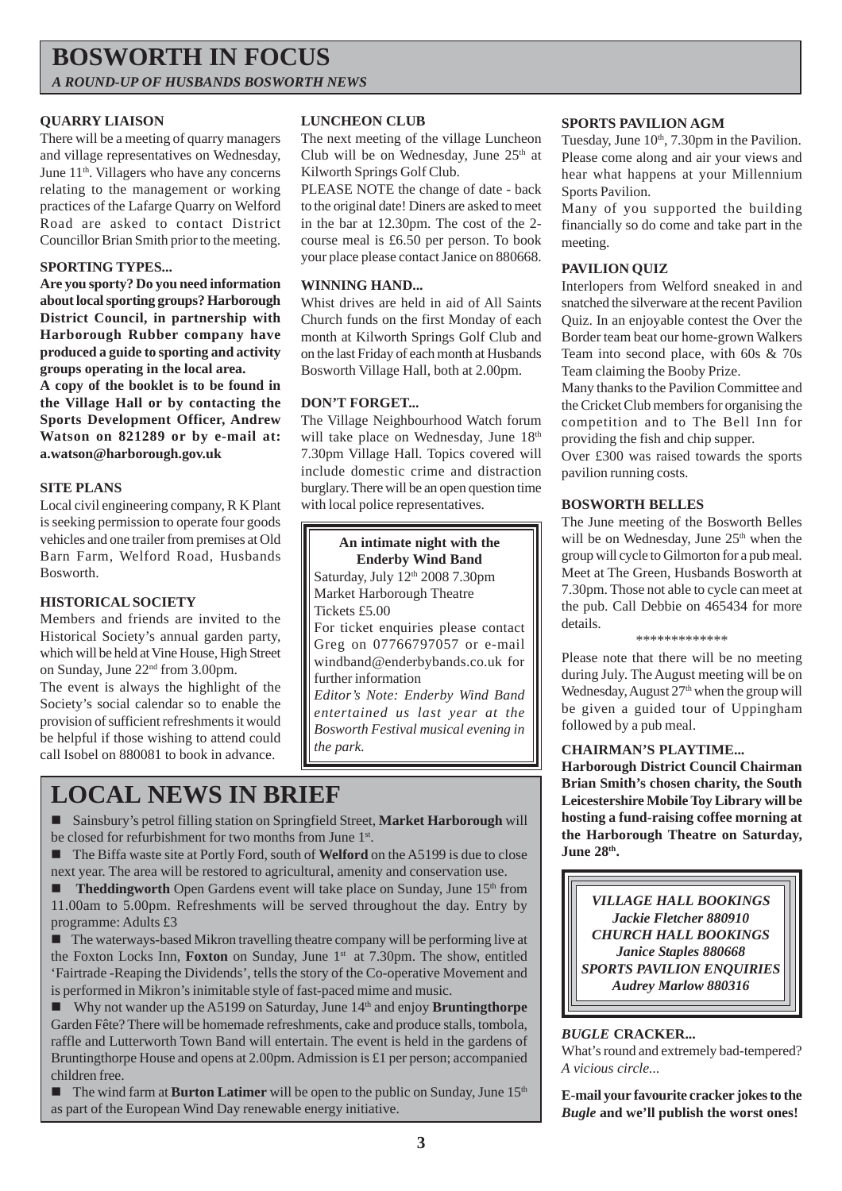# BOSWORTH IN FOCUS

*A ROUND-UP OF HUSBANDS BOSWORTH NEWS*

### QUARRY LIAISON

There will be a meeting of quarry managers and village representatives on Wednesday, June 11th. Villagers who have any concerns relating to the management or working practices of the Lafarge Quarry on Welford Road are asked to contact District Councillor Brian Smith prior to the meeting.

### SPORTING TYPES...

**Are you sporty? Do you need information about local sporting groups? Harborough District Council, in partnership with Harborough Rubber company have produced a guide to sporting and activity groups operating in the local area.**

**A copy of the booklet is to be found in the Village Hall or by contacting the Sports Development Officer, Andrew Watson on 821289 or by e-mail at: a.watson@harborough.gov.uk**

### SITE PLANS

Local civil engineering company, R K Plant is seeking permission to operate four goods vehicles and one trailer from premises at Old Barn Farm, Welford Road, Husbands Bosworth.

### HISTORICAL SOCIETY

Members and friends are invited to the Historical Society's annual garden party, which will be held at Vine House, High Street on Sunday, June 22nd from 3.00pm.

The event is always the highlight of the Society's social calendar so to enable the provision of sufficient refreshments it would be helpful if those wishing to attend could call Isobel on 880081 to book in advance.

### LUNCHEON CLUB

The next meeting of the village Luncheon Club will be on Wednesday, June 25th at Kilworth Springs Golf Club.

PLEASE NOTE the change of date - back to the original date! Diners are asked to meet in the bar at 12.30pm. The cost of the 2-course meal is £6.50 per person. To book your place please contact Janice on 880668.

### WINNING HAND...

Whist drives are held in aid of All Saints Church funds on the first Monday of each month at Kilworth Springs Golf Club and on the last Friday of each month at Husbands Bosworth Village Hall, both at 2.00pm.

### DON'T FORGET...

The Village Neighbourhood Watch forum will take place on Wednesday, June 18th 7.30pm Village Hall. Topics covered will include domestic crime and distraction burglary. There will be an open question time with local police representatives.

**An intimate night with the Enderby Wind Band**

Saturday, July 12th 2008 7.30pm
Market Harborough Theatre
Tickets £5.00

For ticket enquiries please contact Greg on 07766797057 or e-mail windband@enderbybands.co.uk for further information

*Editor's Note: Enderby Wind Band entertained us last year at the Bosworth Festival musical evening in the park.*

### SPORTS PAVILION AGM

Tuesday, June 10th, 7.30pm in the Pavilion. Please come along and air your views and hear what happens at your Millennium Sports Pavilion.

Many of you supported the building financially so do come and take part in the meeting.

### PAVILION QUIZ

Interlopers from Welford sneaked in and snatched the silverware at the recent Pavilion Quiz. In an enjoyable contest the Over the Border team beat our home-grown Walkers Team into second place, with 60s & 70s Team claiming the Booby Prize.

Many thanks to the Pavilion Committee and the Cricket Club members for organising the competition and to The Bell Inn for providing the fish and chip supper.

Over £300 was raised towards the sports pavilion running costs.

### BOSWORTH BELLES

The June meeting of the Bosworth Belles will be on Wednesday, June 25th when the group will cycle to Gilmorton for a pub meal. Meet at The Green, Husbands Bosworth at 7.30pm. Those not able to cycle can meet at the pub. Call Debbie on 465434 for more details.

\*\*\*\*\*\*\*\*\*\*\*\*\*

Please note that there will be no meeting during July. The August meeting will be on Wednesday, August 27th when the group will be given a guided tour of Uppingham followed by a pub meal.

### CHAIRMAN'S PLAYTIME...

**Harborough District Council Chairman Brian Smith's chosen charity, the South Leicestershire Mobile Toy Library will be hosting a fund-raising coffee morning at the Harborough Theatre on Saturday, June 28th.**

***VILLAGE HALL BOOKINGS***
***Jackie Fletcher 880910***
***CHURCH HALL BOOKINGS***
***Janice Staples 880668***
***SPORTS PAVILION ENQUIRIES***
***Audrey Marlow 880316***

### *BUGLE* CRACKER...

What's round and extremely bad-tempered?
*A vicious circle...*

**E-mail your favourite cracker jokes to the *Bugle* and we'll publish the worst ones!**

## LOCAL NEWS IN BRIEF

- Sainsbury's petrol filling station on Springfield Street, **Market Harborough** will be closed for refurbishment for two months from June 1st.
- The Biffa waste site at Portly Ford, south of **Welford** on the A5199 is due to close next year. The area will be restored to agricultural, amenity and conservation use.
- **Theddingworth** Open Gardens event will take place on Sunday, June 15th from 11.00am to 5.00pm. Refreshments will be served throughout the day. Entry by programme: Adults £3
- The waterways-based Mikron travelling theatre company will be performing live at the Foxton Locks Inn, **Foxton** on Sunday, June 1st at 7.30pm. The show, entitled 'Fairtrade -Reaping the Dividends', tells the story of the Co-operative Movement and is performed in Mikron's inimitable style of fast-paced mime and music.
- Why not wander up the A5199 on Saturday, June 14th and enjoy **Bruntingthorpe** Garden Fête? There will be homemade refreshments, cake and produce stalls, tombola, raffle and Lutterworth Town Band will entertain. The event is held in the gardens of Bruntingthorpe House and opens at 2.00pm. Admission is £1 per person; accompanied children free.
- The wind farm at **Burton Latimer** will be open to the public on Sunday, June 15th as part of the European Wind Day renewable energy initiative.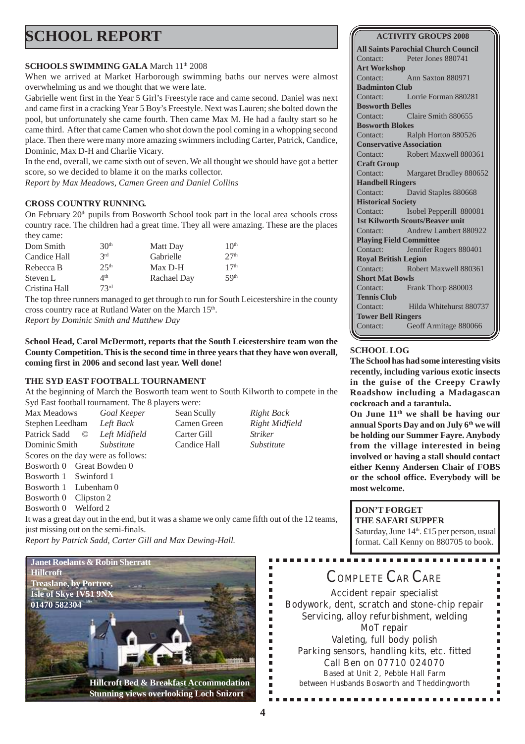# SCHOOL REPORT

### SCHOOLS SWIMMING GALA March 11th 2008

When we arrived at Market Harborough swimming baths our nerves were almost overwhelming us and we thought that we were late.

Gabrielle went first in the Year 5 Girl's Freestyle race and came second. Daniel was next and came first in a cracking Year 5 Boy's Freestyle. Next was Lauren; she bolted down the pool, but unfortunately she came fourth. Then came Max M. He had a faulty start so he came third. After that came Camen who shot down the pool coming in a whopping second place. Then there were many more amazing swimmers including Carter, Patrick, Candice, Dominic, Max D-H and Charlie Vicary.

In the end, overall, we came sixth out of seven. We all thought we should have got a better score, so we decided to blame it on the marks collector.

*Report by Max Meadows, Camen Green and Daniel Collins*

### CROSS COUNTRY RUNNING.

On February 20th pupils from Bosworth School took part in the local area schools cross country race. The children had a great time. They all were amazing. These are the places they came:

| | | | |
|---|---|---|---|
| Dom Smith | 30th | Matt Day | 10th |
| Candice Hall | 3rd | Gabrielle | 27th |
| Rebecca B | 25th | Max D-H | 17th |
| Steven L | 4th | Rachael Day | 59th |
| Cristina Hall | 73rd | | |

The top three runners managed to get through to run for South Leicestershire in the county cross country race at Rutland Water on the March 15th.

*Report by Dominic Smith and Matthew Day*

**School Head, Carol McDermott, reports that the South Leicestershire team won the County Competition. This is the second time in three years that they have won overall, coming first in 2006 and second last year. Well done!**

### THE SYD EAST FOOTBALL TOURNAMENT

At the beginning of March the Bosworth team went to South Kilworth to compete in the Syd East football tournament. The 8 players were:

| | | | |
|---|---|---|---|
| Max Meadows | *Goal Keeper* | Sean Scully | *Right Back* |
| Stephen Leedham | *Left Back* | Camen Green | *Right Midfield* |
| Patrick Sadd © | *Left Midfield* | Carter Gill | *Striker* |
| Dominic Smith | *Substitute* | Candice Hall | *Substitute* |

Scores on the day were as follows:

Bosworth 0 Great Bowden 0
Bosworth 1 Swinford 1
Bosworth 1 Lubenham 0
Bosworth 0 Clipston 2
Bosworth 0 Welford 2

It was a great day out in the end, but it was a shame we only came fifth out of the 12 teams, just missing out on the semi-finals.

*Report by Patrick Sadd, Carter Gill and Max Dewing-Hall.*

**Janet Roelants & Robin Sherratt**
**Hillcroft**
**Treaslane, by Portree,**
**Isle of Skye IV51 9NX**
**01470 582304**

**Hillcroft Bed & Breakfast Accommodation**
**Stunning views overlooking Loch Snizort**

## COMPLETE CAR CARE

Accident repair specialist
Bodywork, dent, scratch and stone-chip repair
Servicing, alloy refurbishment, welding
MoT repair
Valeting, full body polish
Parking sensors, handling kits, etc. fitted
Call Ben on 07710 024070
Based at Unit 2, Pebble Hall Farm
between Husbands Bosworth and Theddingworth

### ACTIVITY GROUPS 2008

**All Saints Parochial Church Council**
Contact: Peter Jones 880741
**Art Workshop**
Contact: Ann Saxton 880971
**Badminton Club**
Contact: Lorrie Forman 880281
**Bosworth Belles**
Contact: Claire Smith 880655
**Bosworth Blokes**
Contact: Ralph Horton 880526
**Conservative Association**
Contact: Robert Maxwell 880361
**Craft Group**
Contact: Margaret Bradley 880652
**Handbell Ringers**
Contact: David Staples 880668
**Historical Society**
Contact: Isobel Pepperill 880081
**1st Kilworth Scouts/Beaver unit**
Contact: Andrew Lambert 880922
**Playing Field Committee**
Contact: Jennifer Rogers 880401
**Royal British Legion**
Contact: Robert Maxwell 880361
**Short Mat Bowls**
Contact: Frank Thorp 880003
**Tennis Club**
Contact: Hilda Whitehurst 880737
**Tower Bell Ringers**
Contact: Geoff Armitage 880066

### SCHOOL LOG

**The School has had some interesting visits recently, including various exotic insects in the guise of the Creepy Crawly Roadshow including a Madagascan cockroach and a tarantula.**

**On June 11th we shall be having our annual Sports Day and on July 6th we will be holding our Summer Fayre. Anybody from the village interested in being involved or having a stall should contact either Kenny Andersen Chair of FOBS or the school office. Everybody will be most welcome.**

**DON'T FORGET**
**THE SAFARI SUPPER**
Saturday, June 14th. £15 per person, usual format. Call Kenny on 880705 to book.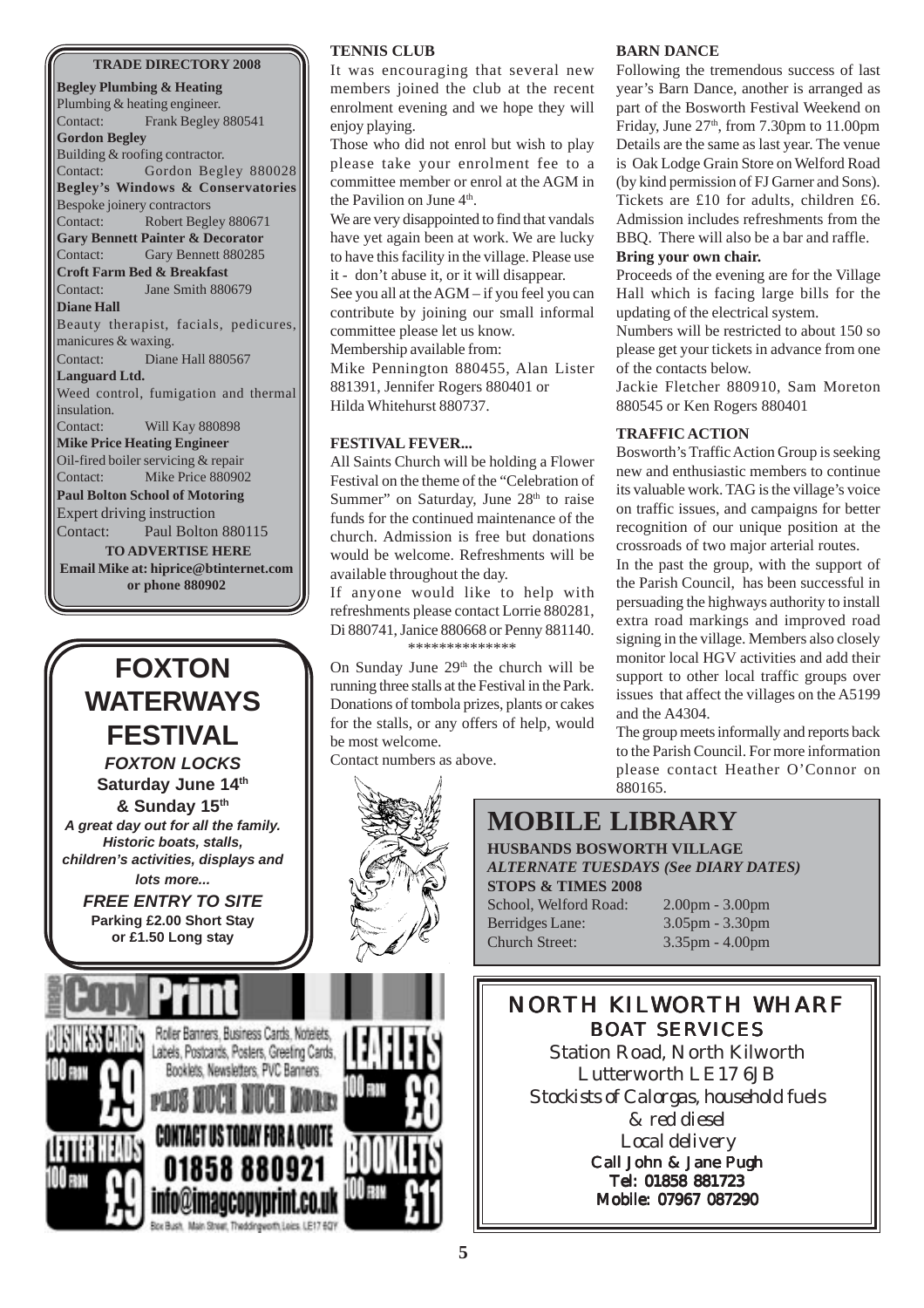## TRADE DIRECTORY 2008

**Begley Plumbing & Heating**
Plumbing & heating engineer.
Contact: Frank Begley 880541

**Gordon Begley**
Building & roofing contractor.
Contact: Gordon Begley 880028

**Begley's Windows & Conservatories**
Bespoke joinery contractors
Contact: Robert Begley 880671

**Gary Bennett Painter & Decorator**
Contact: Gary Bennett 880285

**Croft Farm Bed & Breakfast**
Contact: Jane Smith 880679

**Diane Hall**
Beauty therapist, facials, pedicures, manicures & waxing.
Contact: Diane Hall 880567

**Languard Ltd.**
Weed control, fumigation and thermal insulation.
Contact: Will Kay 880898

**Mike Price Heating Engineer**
Oil-fired boiler servicing & repair
Contact: Mike Price 880902

**Paul Bolton School of Motoring**
Expert driving instruction
Contact: Paul Bolton 880115

**TO ADVERTISE HERE**
**Email Mike at: hiprice@btinternet.com or phone 880902**

# FOXTON WATERWAYS FESTIVAL

***FOXTON LOCKS***

**Saturday June 14th & Sunday 15th**

***A great day out for all the family. Historic boats, stalls, children's activities, displays and lots more...***

***FREE ENTRY TO SITE***

**Parking £2.00 Short Stay or £1.50 Long stay**

## Image CopyPrint

BUSINESS CARDS 100 FROM £9
LETTER HEADS 100 FROM £9
Roller Banners, Business Cards, Notelets, Labels, Postcards, Posters, Greeting Cards, Booklets, Newsletters, PVC Banners.
PLUS MUCH MUCH MORE!
CONTACT US TODAY FOR A QUOTE
01858 880921
info@imagcopyprint.co.uk
LEAFLETS 100 FROM £8
BOOKLETS 100 FROM £11
Box Bush, Main Street, Theddingworth Leics. LE17 6QY

## TENNIS CLUB

It was encouraging that several new members joined the club at the recent enrolment evening and we hope they will enjoy playing.

Those who did not enrol but wish to play please take your enrolment fee to a committee member or enrol at the AGM in the Pavilion on June 4th.

We are very disappointed to find that vandals have yet again been at work. We are lucky to have this facility in the village. Please use it - don't abuse it, or it will disappear.

See you all at the AGM – if you feel you can contribute by joining our small informal committee please let us know.

Membership available from:

Mike Pennington 880455, Alan Lister 881391, Jennifer Rogers 880401 or Hilda Whitehurst 880737.

## FESTIVAL FEVER...

All Saints Church will be holding a Flower Festival on the theme of the "Celebration of Summer" on Saturday, June 28th to raise funds for the continued maintenance of the church. Admission is free but donations would be welcome. Refreshments will be available throughout the day.

If anyone would like to help with refreshments please contact Lorrie 880281, Di 880741, Janice 880668 or Penny 881140.

**************

On Sunday June 29th the church will be running three stalls at the Festival in the Park. Donations of tombola prizes, plants or cakes for the stalls, or any offers of help, would be most welcome.

Contact numbers as above.

## BARN DANCE

Following the tremendous success of last year's Barn Dance, another is arranged as part of the Bosworth Festival Weekend on Friday, June 27th, from 7.30pm to 11.00pm Details are the same as last year. The venue is Oak Lodge Grain Store on Welford Road (by kind permission of FJ Garner and Sons). Tickets are £10 for adults, children £6. Admission includes refreshments from the BBQ. There will also be a bar and raffle.

**Bring your own chair.**

Proceeds of the evening are for the Village Hall which is facing large bills for the updating of the electrical system.

Numbers will be restricted to about 150 so please get your tickets in advance from one of the contacts below.

Jackie Fletcher 880910, Sam Moreton 880545 or Ken Rogers 880401

## TRAFFIC ACTION

Bosworth's Traffic Action Group is seeking new and enthusiastic members to continue its valuable work. TAG is the village's voice on traffic issues, and campaigns for better recognition of our unique position at the crossroads of two major arterial routes.

In the past the group, with the support of the Parish Council, has been successful in persuading the highways authority to install extra road markings and improved road signing in the village. Members also closely monitor local HGV activities and add their support to other local traffic groups over issues that affect the villages on the A5199 and the A4304.

The group meets informally and reports back to the Parish Council. For more information please contact Heather O'Connor on 880165.

# MOBILE LIBRARY

**HUSBANDS BOSWORTH VILLAGE**
***ALTERNATE TUESDAYS (See DIARY DATES)***
**STOPS & TIMES 2008**

| | |
|---|---|
| School, Welford Road: | 2.00pm - 3.00pm |
| Berridges Lane: | 3.05pm - 3.30pm |
| Church Street: | 3.35pm - 4.00pm |

## NORTH KILWORTH WHARF BOAT SERVICES

Station Road, North Kilworth
Lutterworth LE17 6JB
*Stockists of Calorgas, household fuels & red diesel*
*Local delivery*
**Call John & Jane Pugh**
**Tel: 01858 881723**
**Mobile: 07967 087290**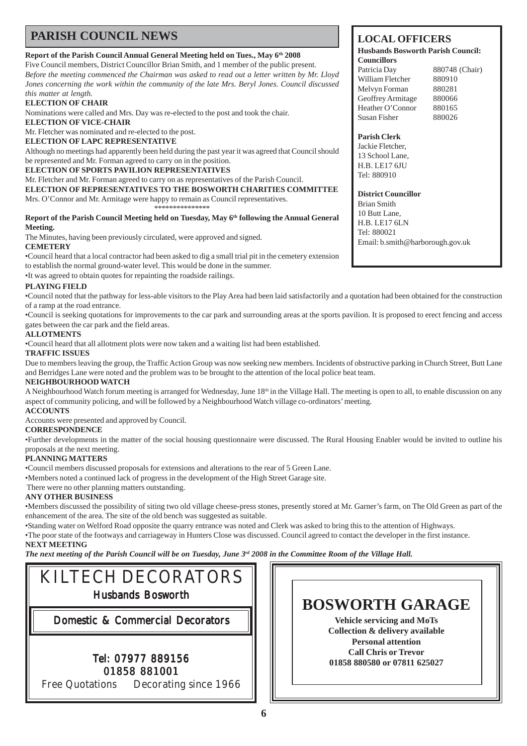# PARISH COUNCIL NEWS

**Report of the Parish Council Annual General Meeting held on Tues., May 6th 2008**

Five Council members, District Councillor Brian Smith, and 1 member of the public present.

*Before the meeting commenced the Chairman was asked to read out a letter written by Mr. Lloyd Jones concerning the work within the community of the late Mrs. Beryl Jones. Council discussed this matter at length.*

**ELECTION OF CHAIR**

Nominations were called and Mrs. Day was re-elected to the post and took the chair.

**ELECTION OF VICE-CHAIR**

Mr. Fletcher was nominated and re-elected to the post.

**ELECTION OF LAPC REPRESENTATIVE**

Although no meetings had apparently been held during the past year it was agreed that Council should be represented and Mr. Forman agreed to carry on in the position.

**ELECTION OF SPORTS PAVILION REPRESENTATIVES**

Mr. Fletcher and Mr. Forman agreed to carry on as representatives of the Parish Council.

**ELECTION OF REPRESENTATIVES TO THE BOSWORTH CHARITIES COMMITTEE**

Mrs. O'Connor and Mr. Armitage were happy to remain as Council representatives.

***************

**Report of the Parish Council Meeting held on Tuesday, May 6th following the Annual General Meeting.**

The Minutes, having been previously circulated, were approved and signed.

**CEMETERY**

- Council heard that a local contractor had been asked to dig a small trial pit in the cemetery extension to establish the normal ground-water level. This would be done in the summer.
- It was agreed to obtain quotes for repainting the roadside railings.

**PLAYING FIELD**

- Council noted that the pathway for less-able visitors to the Play Area had been laid satisfactorily and a quotation had been obtained for the construction of a ramp at the road entrance.
- Council is seeking quotations for improvements to the car park and surrounding areas at the sports pavilion. It is proposed to erect fencing and access gates between the car park and the field areas.

**ALLOTMENTS**

- Council heard that all allotment plots were now taken and a waiting list had been established.

**TRAFFIC ISSUES**

Due to members leaving the group, the Traffic Action Group was now seeking new members. Incidents of obstructive parking in Church Street, Butt Lane and Berridges Lane were noted and the problem was to be brought to the attention of the local police beat team.

**NEIGHBOURHOOD WATCH**

A Neighbourhood Watch forum meeting is arranged for Wednesday, June 18th in the Village Hall. The meeting is open to all, to enable discussion on any aspect of community policing, and will be followed by a Neighbourhood Watch village co-ordinators' meeting.

**ACCOUNTS**

Accounts were presented and approved by Council.

**CORRESPONDENCE**

- Further developments in the matter of the social housing questionnaire were discussed. The Rural Housing Enabler would be invited to outline his proposals at the next meeting.

**PLANNING MATTERS**

- Council members discussed proposals for extensions and alterations to the rear of 5 Green Lane.
- Members noted a continued lack of progress in the development of the High Street Garage site.

There were no other planning matters outstanding.

**ANY OTHER BUSINESS**

- Members discussed the possibility of siting two old village cheese-press stones, presently stored at Mr. Garner's farm, on The Old Green as part of the enhancement of the area. The site of the old bench was suggested as suitable.
- Standing water on Welford Road opposite the quarry entrance was noted and Clerk was asked to bring this to the attention of Highways.
- The poor state of the footways and carriageway in Hunters Close was discussed. Council agreed to contact the developer in the first instance.

**NEXT MEETING**

***The next meeting of the Parish Council will be on Tuesday, June 3rd 2008 in the Committee Room of the Village Hall.***

## LOCAL OFFICERS

**Husbands Bosworth Parish Council:**

**Councillors**

| | |
|---|---|
| Patricia Day | 880748 (Chair) |
| William Fletcher | 880910 |
| Melvyn Forman | 880281 |
| Geoffrey Armitage | 880066 |
| Heather O'Connor | 880165 |
| Susan Fisher | 880026 |

**Parish Clerk**

Jackie Fletcher,
13 School Lane,
H.B. LE17 6JU
Tel: 880910

**District Councillor**

Brian Smith
10 Butt Lane,
H.B. LE17 6LN
Tel: 880021
Email: b.smith@harborough.gov.uk

---

## KILTECH DECORATORS

**Husbands Bosworth**

**Domestic & Commercial Decorators**

**Tel: 07977 889156**
**01858 881001**

Free Quotations Decorating since 1966

---

## BOSWORTH GARAGE

**Vehicle servicing and MoTs**
**Collection & delivery available**
**Personal attention**
**Call Chris or Trevor**
**01858 880580 or 07811 625027**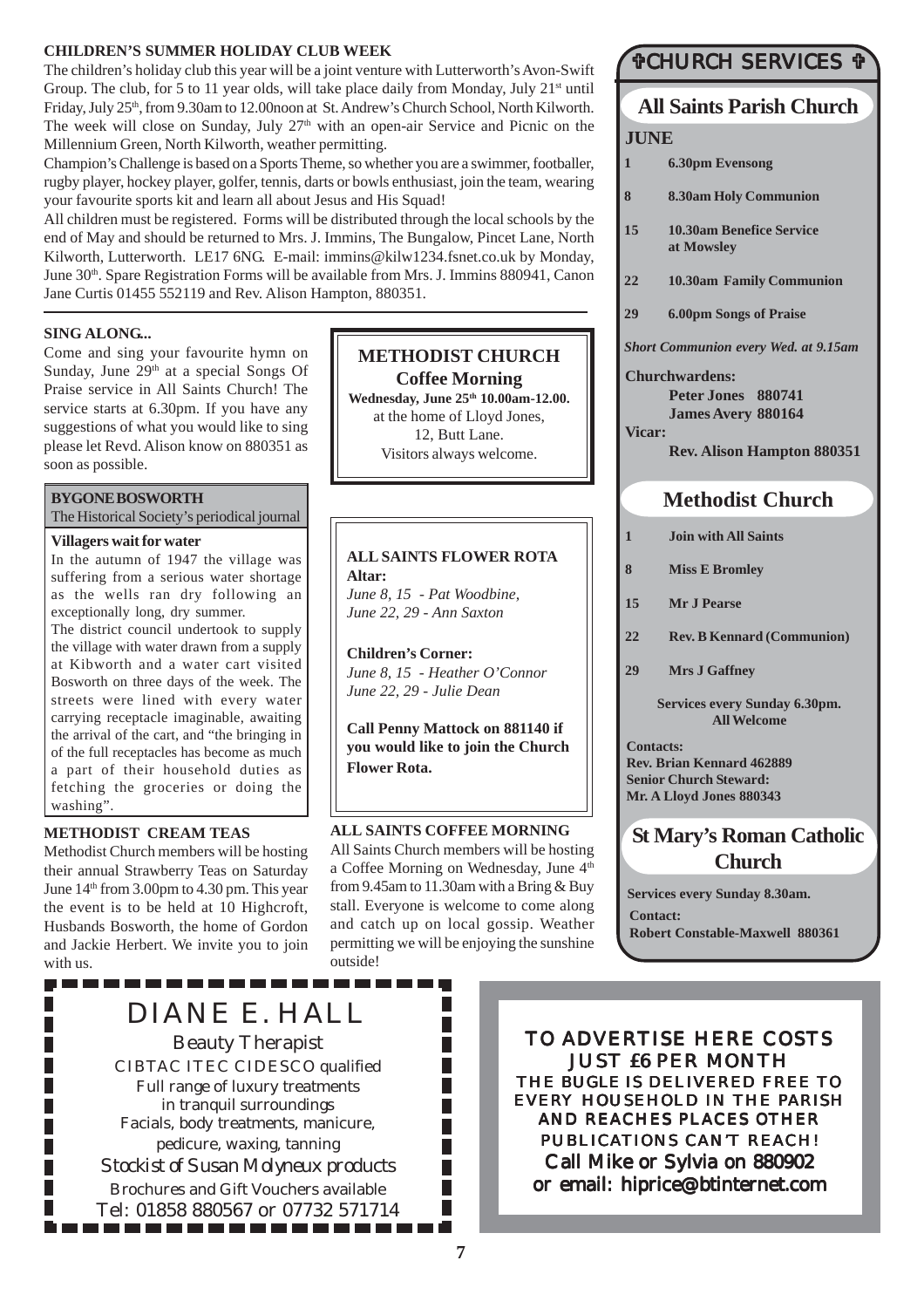## CHILDREN'S SUMMER HOLIDAY CLUB WEEK

The children's holiday club this year will be a joint venture with Lutterworth's Avon-Swift Group. The club, for 5 to 11 year olds, will take place daily from Monday, July 21st until Friday, July 25th, from 9.30am to 12.00noon at St. Andrew's Church School, North Kilworth. The week will close on Sunday, July 27th with an open-air Service and Picnic on the Millennium Green, North Kilworth, weather permitting.

Champion's Challenge is based on a Sports Theme, so whether you are a swimmer, footballer, rugby player, hockey player, golfer, tennis, darts or bowls enthusiast, join the team, wearing your favourite sports kit and learn all about Jesus and His Squad!

All children must be registered. Forms will be distributed through the local schools by the end of May and should be returned to Mrs. J. Immins, The Bungalow, Pincet Lane, North Kilworth, Lutterworth. LE17 6NG. E-mail: immins@kilw1234.fsnet.co.uk by Monday, June 30th. Spare Registration Forms will be available from Mrs. J. Immins 880941, Canon Jane Curtis 01455 552119 and Rev. Alison Hampton, 880351.

## SING ALONG...

Come and sing your favourite hymn on Sunday, June 29th at a special Songs Of Praise service in All Saints Church! The service starts at 6.30pm. If you have any suggestions of what you would like to sing please let Revd. Alison know on 880351 as soon as possible.

## METHODIST CHURCH

**Coffee Morning**

**Wednesday, June 25th 10.00am-12.00.**
at the home of Lloyd Jones,
12, Butt Lane.
Visitors always welcome.

## BYGONE BOSWORTH

The Historical Society's periodical journal

### Villagers wait for water

In the autumn of 1947 the village was suffering from a serious water shortage as the wells ran dry following an exceptionally long, dry summer.

The district council undertook to supply the village with water drawn from a supply at Kibworth and a water cart visited Bosworth on three days of the week. The streets were lined with every water carrying receptacle imaginable, awaiting the arrival of the cart, and "the bringing in of the full receptacles has become as much a part of their household duties as fetching the groceries or doing the washing".

## ALL SAINTS FLOWER ROTA

**Altar:**
*June 8, 15 - Pat Woodbine,*
*June 22, 29 - Ann Saxton*

**Children's Corner:**
*June 8, 15 - Heather O'Connor*
*June 22, 29 - Julie Dean*

**Call Penny Mattock on 881140 if you would like to join the Church Flower Rota.**

## METHODIST CREAM TEAS

Methodist Church members will be hosting their annual Strawberry Teas on Saturday June 14th from 3.00pm to 4.30 pm. This year the event is to be held at 10 Highcroft, Husbands Bosworth, the home of Gordon and Jackie Herbert. We invite you to join with us.

## ALL SAINTS COFFEE MORNING

All Saints Church members will be hosting a Coffee Morning on Wednesday, June 4th from 9.45am to 11.30am with a Bring & Buy stall. Everyone is welcome to come along and catch up on local gossip. Weather permitting we will be enjoying the sunshine outside!

## ✞CHURCH SERVICES ✞

### All Saints Parish Church

**JUNE**

- **1** **6.30pm Evensong**
- **8** **8.30am Holy Communion**
- **15** **10.30am Benefice Service at Mowsley**
- **22** **10.30am Family Communion**
- **29** **6.00pm Songs of Praise**

*Short Communion every Wed. at 9.15am*

**Churchwardens:**
**Peter Jones 880741**
**James Avery 880164**

**Vicar:**
**Rev. Alison Hampton 880351**

### Methodist Church

- **1** **Join with All Saints**
- **8** **Miss E Bromley**
- **15** **Mr J Pearse**
- **22** **Rev. B Kennard (Communion)**
- **29** **Mrs J Gaffney**

**Services every Sunday 6.30pm.**
**All Welcome**

**Contacts:**
**Rev. Brian Kennard 462889**
**Senior Church Steward:**
**Mr. A Lloyd Jones 880343**

### St Mary's Roman Catholic Church

**Services every Sunday 8.30am.**

**Contact:**
**Robert Constable-Maxwell 880361**

---

# DIANE E. HALL

Beauty Therapist
CIBTAC ITEC CIDESCO qualified
Full range of luxury treatments
in tranquil surroundings
Facials, body treatments, manicure,
pedicure, waxing, tanning
*Stockist of Susan Molyneux products*
Brochures and Gift Vouchers available
Tel: 01858 880567 or 07732 571714

---

**TO ADVERTISE HERE COSTS JUST £6 PER MONTH**

THE BUGLE IS DELIVERED FREE TO EVERY HOUSEHOLD IN THE PARISH AND REACHES PLACES OTHER PUBLICATIONS CAN'T REACH!

**Call Mike or Sylvia on 880902 or email: hiprice@btinternet.com**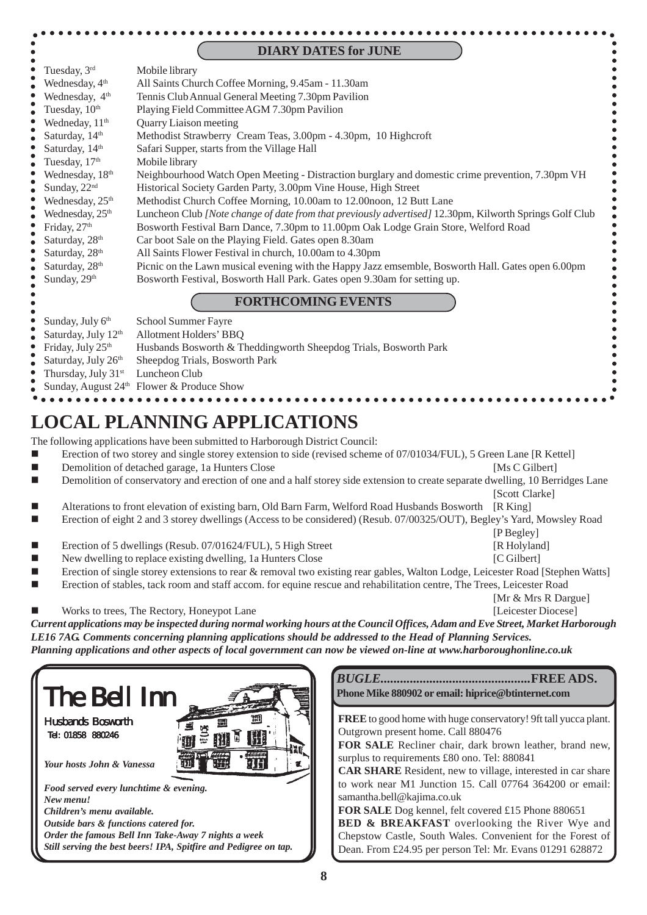## DIARY DATES for JUNE

| | |
|---|---|
| Tuesday, 3rd | Mobile library |
| Wednesday, 4th | All Saints Church Coffee Morning, 9.45am - 11.30am |
| Wednesday, 4th | Tennis Club Annual General Meeting 7.30pm Pavilion |
| Tuesday, 10th | Playing Field Committee AGM 7.30pm Pavilion |
| Wedneday, 11th | Quarry Liaison meeting |
| Saturday, 14th | Methodist Strawberry Cream Teas, 3.00pm - 4.30pm, 10 Highcroft |
| Saturday, 14th | Safari Supper, starts from the Village Hall |
| Tuesday, 17th | Mobile library |
| Wednesday, 18th | Neighbourhood Watch Open Meeting - Distraction burglary and domestic crime prevention, 7.30pm VH |
| Sunday, 22nd | Historical Society Garden Party, 3.00pm Vine House, High Street |
| Wednesday, 25th | Methodist Church Coffee Morning, 10.00am to 12.00noon, 12 Butt Lane |
| Wednesday, 25th | Luncheon Club *[Note change of date from that previously advertised]* 12.30pm, Kilworth Springs Golf Club |
| Friday, 27th | Bosworth Festival Barn Dance, 7.30pm to 11.00pm Oak Lodge Grain Store, Welford Road |
| Saturday, 28th | Car boot Sale on the Playing Field. Gates open 8.30am |
| Saturday, 28th | All Saints Flower Festival in church, 10.00am to 4.30pm |
| Saturday, 28th | Picnic on the Lawn musical evening with the Happy Jazz emsemble, Bosworth Hall. Gates open 6.00pm |
| Sunday, 29th | Bosworth Festival, Bosworth Hall Park. Gates open 9.30am for setting up. |

## FORTHCOMING EVENTS

| | |
|---|---|
| Sunday, July 6th | School Summer Fayre |
| Saturday, July 12th | Allotment Holders' BBQ |
| Friday, July 25th | Husbands Bosworth & Theddingworth Sheepdog Trials, Bosworth Park |
| Saturday, July 26th | Sheepdog Trials, Bosworth Park |
| Thursday, July 31st | Luncheon Club |
| Sunday, August 24th | Flower & Produce Show |

# LOCAL PLANNING APPLICATIONS

The following applications have been submitted to Harborough District Council:

- Erection of two storey and single storey extension to side (revised scheme of 07/01034/FUL), 5 Green Lane [R Kettel]
- Demolition of detached garage, 1a Hunters Close [Ms C Gilbert]
- Demolition of conservatory and erection of one and a half storey side extension to create separate dwelling, 10 Berridges Lane [Scott Clarke]
- Alterations to front elevation of existing barn, Old Barn Farm, Welford Road Husbands Bosworth [R King]
- Erection of eight 2 and 3 storey dwellings (Access to be considered) (Resub. 07/00325/OUT), Begley's Yard, Mowsley Road [P Begley]
- Erection of 5 dwellings (Resub. 07/01624/FUL), 5 High Street [R Holyland]
- New dwelling to replace existing dwelling, 1a Hunters Close [C Gilbert]
- Erection of single storey extensions to rear & removal two existing rear gables, Walton Lodge, Leicester Road [Stephen Watts]
- Erection of stables, tack room and staff accom. for equine rescue and rehabilitation centre, The Trees, Leicester Road [Mr & Mrs R Dargue]
- Works to trees, The Rectory, Honeypot Lane [Leicester Diocese]

***Current applications may be inspected during normal working hours at the Council Offices, Adam and Eve Street, Market Harborough LE16 7AG. Comments concerning planning applications should be addressed to the Head of Planning Services. Planning applications and other aspects of local government can now be viewed on-line at www.harboroughonline.co.uk***

## The Bell Inn

Husbands Bosworth
Tel: 01858 880246

*Your hosts John & Vanessa*

***Food served every lunchtime & evening.***
***New menu!***
***Children's menu available.***
***Outside bars & functions catered for.***
***Order the famous Bell Inn Take-Away 7 nights a week***
***Still serving the best beers! IPA, Spitfire and Pedigree on tap.***

## *BUGLE*..............................................FREE ADS.

**Phone Mike 880902 or email: hiprice@btinternet.com**

**FREE** to good home with huge conservatory! 9ft tall yucca plant. Outgrown present home. Call 880476

**FOR SALE** Recliner chair, dark brown leather, brand new, surplus to requirements £80 ono. Tel: 880841

**CAR SHARE** Resident, new to village, interested in car share to work near M1 Junction 15. Call 07764 364200 or email: samantha.bell@kajima.co.uk

**FOR SALE** Dog kennel, felt covered £15 Phone 880651

**BED & BREAKFAST** overlooking the River Wye and Chepstow Castle, South Wales. Convenient for the Forest of Dean. From £24.95 per person Tel: Mr. Evans 01291 628872